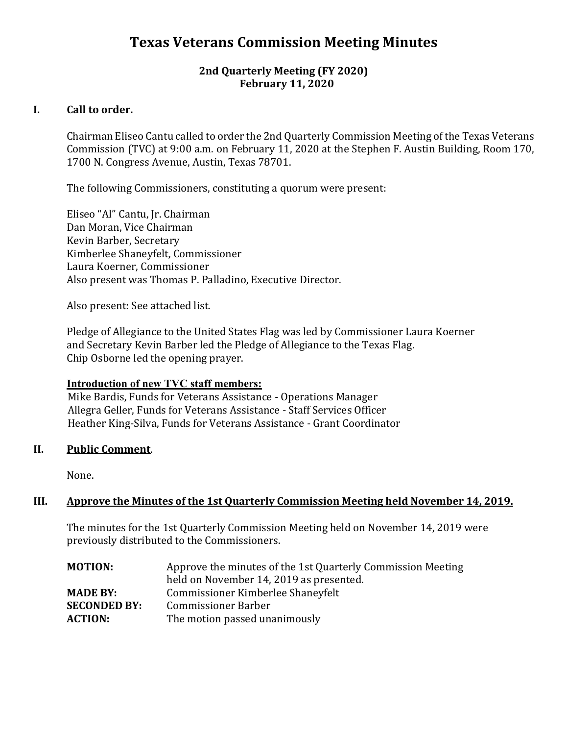# Texas Veterans Commission Meeting Minutes

## 2nd Quarterly Meeting (FY 2020)
## February 11, 2020

### I. Call to order.

Chairman Eliseo Cantu called to order the 2nd Quarterly Commission Meeting of the Texas Veterans Commission (TVC) at 9:00 a.m. on February 11, 2020 at the Stephen F. Austin Building, Room 170, 1700 N. Congress Avenue, Austin, Texas 78701.

The following Commissioners, constituting a quorum were present:

Eliseo "Al" Cantu, Jr. Chairman
Dan Moran, Vice Chairman
Kevin Barber, Secretary
Kimberlee Shaneyfelt, Commissioner
Laura Koerner, Commissioner
Also present was Thomas P. Palladino, Executive Director.

Also present: See attached list.

Pledge of Allegiance to the United States Flag was led by Commissioner Laura Koerner and Secretary Kevin Barber led the Pledge of Allegiance to the Texas Flag.
Chip Osborne led the opening prayer.

**Introduction of new TVC staff members:**

Mike Bardis, Funds for Veterans Assistance - Operations Manager
Allegra Geller, Funds for Veterans Assistance - Staff Services Officer
Heather King-Silva, Funds for Veterans Assistance - Grant Coordinator

### II. Public Comment.

None.

### III. Approve the Minutes of the 1st Quarterly Commission Meeting held November 14, 2019.

The minutes for the 1st Quarterly Commission Meeting held on November 14, 2019 were previously distributed to the Commissioners.

**MOTION:** Approve the minutes of the 1st Quarterly Commission Meeting held on November 14, 2019 as presented.
**MADE BY:** Commissioner Kimberlee Shaneyfelt
**SECONDED BY:** Commissioner Barber
**ACTION:** The motion passed unanimously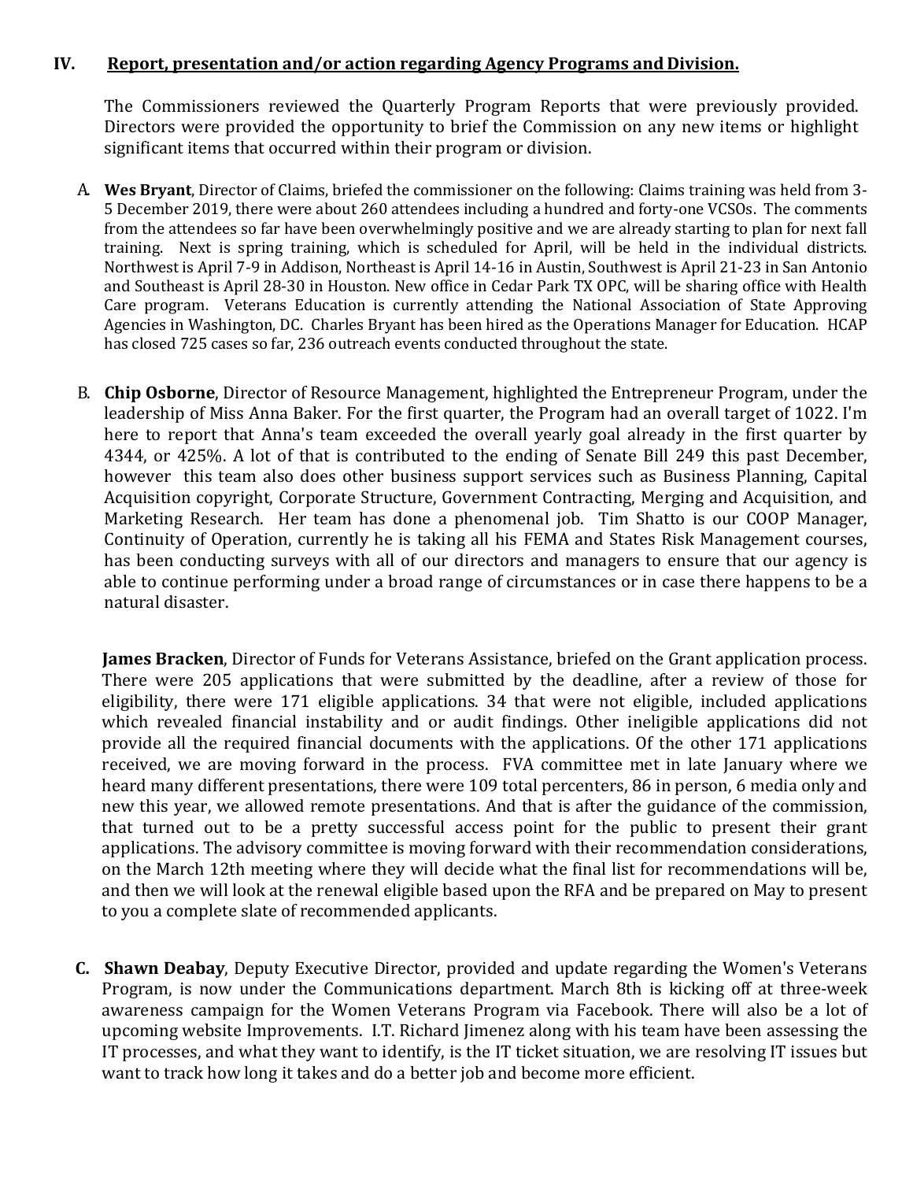## IV. Report, presentation and/or action regarding Agency Programs and Division.

The Commissioners reviewed the Quarterly Program Reports that were previously provided. Directors were provided the opportunity to brief the Commission on any new items or highlight significant items that occurred within their program or division.

A. **Wes Bryant**, Director of Claims, briefed the commissioner on the following: Claims training was held from 3-5 December 2019, there were about 260 attendees including a hundred and forty-one VCSOs. The comments from the attendees so far have been overwhelmingly positive and we are already starting to plan for next fall training. Next is spring training, which is scheduled for April, will be held in the individual districts. Northwest is April 7-9 in Addison, Northeast is April 14-16 in Austin, Southwest is April 21-23 in San Antonio and Southeast is April 28-30 in Houston. New office in Cedar Park TX OPC, will be sharing office with Health Care program. Veterans Education is currently attending the National Association of State Approving Agencies in Washington, DC. Charles Bryant has been hired as the Operations Manager for Education. HCAP has closed 725 cases so far, 236 outreach events conducted throughout the state.

B. **Chip Osborne**, Director of Resource Management, highlighted the Entrepreneur Program, under the leadership of Miss Anna Baker. For the first quarter, the Program had an overall target of 1022. I'm here to report that Anna's team exceeded the overall yearly goal already in the first quarter by 4344, or 425%. A lot of that is contributed to the ending of Senate Bill 249 this past December, however this team also does other business support services such as Business Planning, Capital Acquisition copyright, Corporate Structure, Government Contracting, Merging and Acquisition, and Marketing Research. Her team has done a phenomenal job. Tim Shatto is our COOP Manager, Continuity of Operation, currently he is taking all his FEMA and States Risk Management courses, has been conducting surveys with all of our directors and managers to ensure that our agency is able to continue performing under a broad range of circumstances or in case there happens to be a natural disaster.

**James Bracken**, Director of Funds for Veterans Assistance, briefed on the Grant application process. There were 205 applications that were submitted by the deadline, after a review of those for eligibility, there were 171 eligible applications. 34 that were not eligible, included applications which revealed financial instability and or audit findings. Other ineligible applications did not provide all the required financial documents with the applications. Of the other 171 applications received, we are moving forward in the process. FVA committee met in late January where we heard many different presentations, there were 109 total percenters, 86 in person, 6 media only and new this year, we allowed remote presentations. And that is after the guidance of the commission, that turned out to be a pretty successful access point for the public to present their grant applications. The advisory committee is moving forward with their recommendation considerations, on the March 12th meeting where they will decide what the final list for recommendations will be, and then we will look at the renewal eligible based upon the RFA and be prepared on May to present to you a complete slate of recommended applicants.

**C. Shawn Deabay**, Deputy Executive Director, provided and update regarding the Women's Veterans Program, is now under the Communications department. March 8th is kicking off at three-week awareness campaign for the Women Veterans Program via Facebook. There will also be a lot of upcoming website Improvements. I.T. Richard Jimenez along with his team have been assessing the IT processes, and what they want to identify, is the IT ticket situation, we are resolving IT issues but want to track how long it takes and do a better job and become more efficient.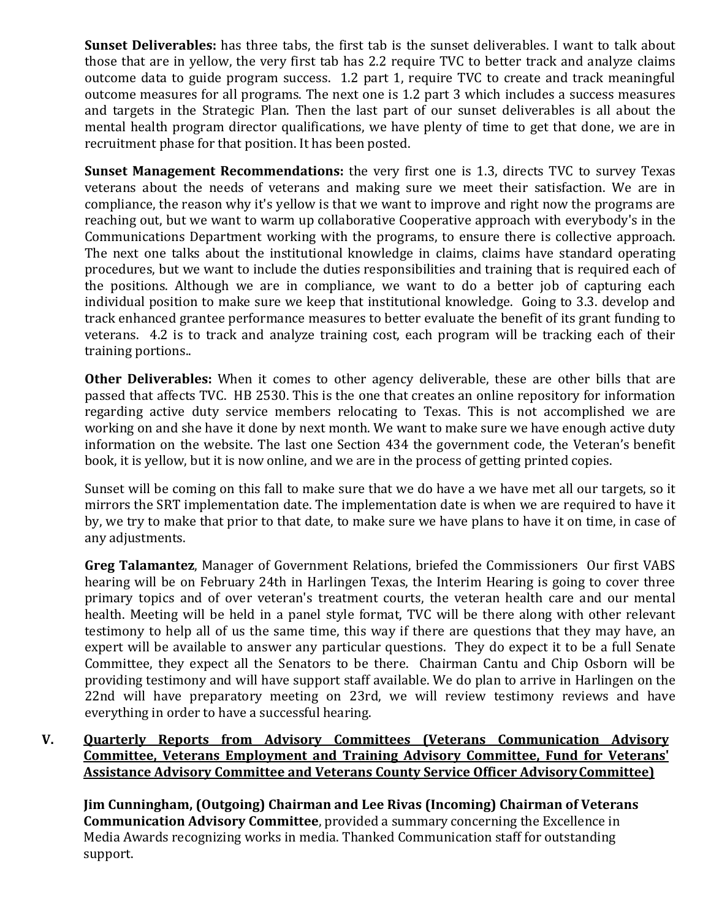**Sunset Deliverables:** has three tabs, the first tab is the sunset deliverables. I want to talk about those that are in yellow, the very first tab has 2.2 require TVC to better track and analyze claims outcome data to guide program success. 1.2 part 1, require TVC to create and track meaningful outcome measures for all programs. The next one is 1.2 part 3 which includes a success measures and targets in the Strategic Plan. Then the last part of our sunset deliverables is all about the mental health program director qualifications, we have plenty of time to get that done, we are in recruitment phase for that position. It has been posted.

**Sunset Management Recommendations:** the very first one is 1.3, directs TVC to survey Texas veterans about the needs of veterans and making sure we meet their satisfaction. We are in compliance, the reason why it's yellow is that we want to improve and right now the programs are reaching out, but we want to warm up collaborative Cooperative approach with everybody's in the Communications Department working with the programs, to ensure there is collective approach. The next one talks about the institutional knowledge in claims, claims have standard operating procedures, but we want to include the duties responsibilities and training that is required each of the positions. Although we are in compliance, we want to do a better job of capturing each individual position to make sure we keep that institutional knowledge. Going to 3.3. develop and track enhanced grantee performance measures to better evaluate the benefit of its grant funding to veterans. 4.2 is to track and analyze training cost, each program will be tracking each of their training portions..

**Other Deliverables:** When it comes to other agency deliverable, these are other bills that are passed that affects TVC. HB 2530. This is the one that creates an online repository for information regarding active duty service members relocating to Texas. This is not accomplished we are working on and she have it done by next month. We want to make sure we have enough active duty information on the website. The last one Section 434 the government code, the Veteran's benefit book, it is yellow, but it is now online, and we are in the process of getting printed copies.

Sunset will be coming on this fall to make sure that we do have a we have met all our targets, so it mirrors the SRT implementation date. The implementation date is when we are required to have it by, we try to make that prior to that date, to make sure we have plans to have it on time, in case of any adjustments.

**Greg Talamantez**, Manager of Government Relations, briefed the Commissioners Our first VABS hearing will be on February 24th in Harlingen Texas, the Interim Hearing is going to cover three primary topics and of over veteran's treatment courts, the veteran health care and our mental health. Meeting will be held in a panel style format, TVC will be there along with other relevant testimony to help all of us the same time, this way if there are questions that they may have, an expert will be available to answer any particular questions. They do expect it to be a full Senate Committee, they expect all the Senators to be there. Chairman Cantu and Chip Osborn will be providing testimony and will have support staff available. We do plan to arrive in Harlingen on the 22nd will have preparatory meeting on 23rd, we will review testimony reviews and have everything in order to have a successful hearing.

**V. <u>Quarterly Reports from Advisory Committees (Veterans Communication Advisory Committee, Veterans Employment and Training Advisory Committee, Fund for Veterans' Assistance Advisory Committee and Veterans County Service Officer Advisory Committee)</u>**

**Jim Cunningham, (Outgoing) Chairman and Lee Rivas (Incoming) Chairman of Veterans Communication Advisory Committee**, provided a summary concerning the Excellence in Media Awards recognizing works in media. Thanked Communication staff for outstanding support.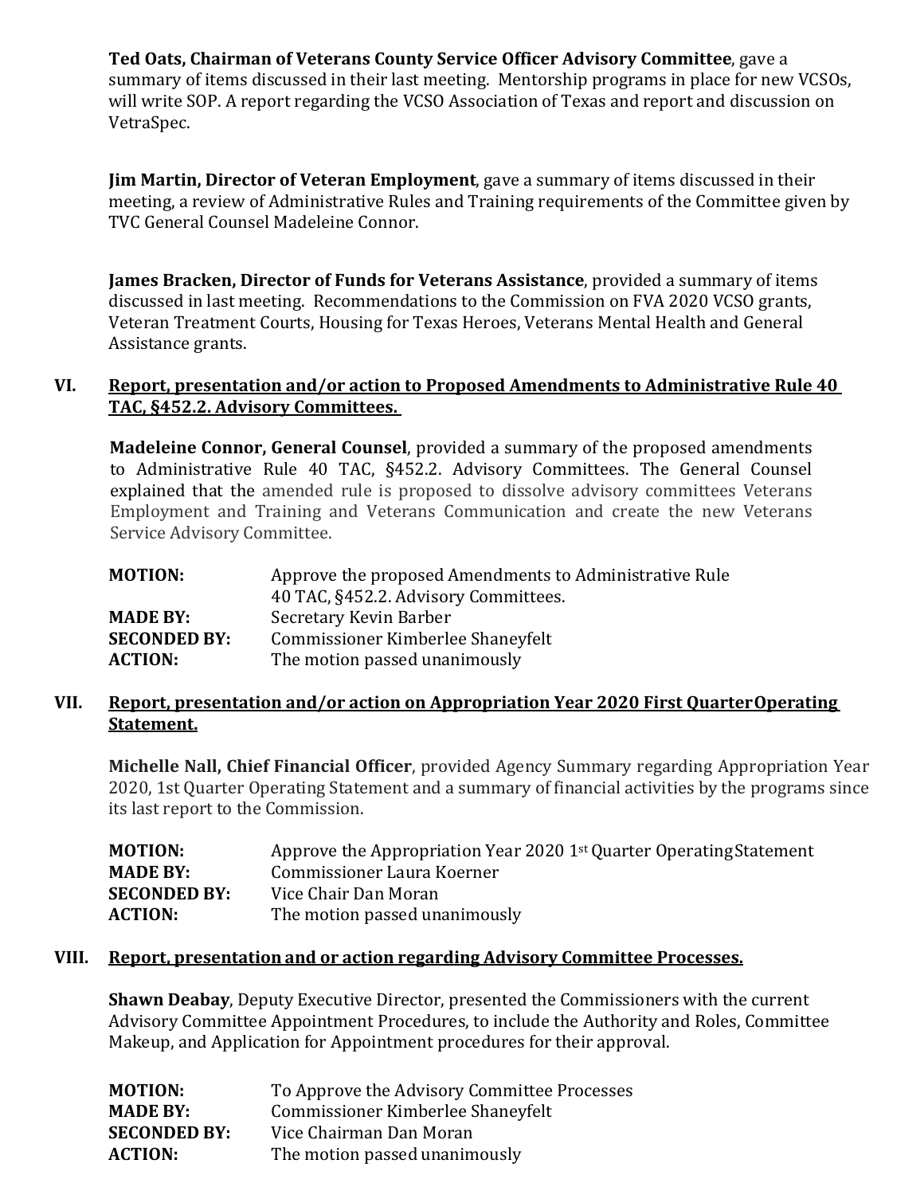**Ted Oats, Chairman of Veterans County Service Officer Advisory Committee**, gave a summary of items discussed in their last meeting. Mentorship programs in place for new VCSOs, will write SOP. A report regarding the VCSO Association of Texas and report and discussion on VetraSpec.

**Jim Martin, Director of Veteran Employment**, gave a summary of items discussed in their meeting, a review of Administrative Rules and Training requirements of the Committee given by TVC General Counsel Madeleine Connor.

**James Bracken, Director of Funds for Veterans Assistance**, provided a summary of items discussed in last meeting. Recommendations to the Commission on FVA 2020 VCSO grants, Veteran Treatment Courts, Housing for Texas Heroes, Veterans Mental Health and General Assistance grants.

## VI. Report, presentation and/or action to Proposed Amendments to Administrative Rule 40 TAC, §452.2. Advisory Committees.

**Madeleine Connor, General Counsel**, provided a summary of the proposed amendments to Administrative Rule 40 TAC, §452.2. Advisory Committees. The General Counsel explained that the amended rule is proposed to dissolve advisory committees Veterans Employment and Training and Veterans Communication and create the new Veterans Service Advisory Committee.

| | |
|---|---|
| **MOTION:** | Approve the proposed Amendments to Administrative Rule 40 TAC, §452.2. Advisory Committees. |
| **MADE BY:** | Secretary Kevin Barber |
| **SECONDED BY:** | Commissioner Kimberlee Shaneyfelt |
| **ACTION:** | The motion passed unanimously |

## VII. Report, presentation and/or action on Appropriation Year 2020 First Quarter Operating Statement.

**Michelle Nall, Chief Financial Officer**, provided Agency Summary regarding Appropriation Year 2020, 1st Quarter Operating Statement and a summary of financial activities by the programs since its last report to the Commission.

| | |
|---|---|
| **MOTION:** | Approve the Appropriation Year 2020 1st Quarter Operating Statement |
| **MADE BY:** | Commissioner Laura Koerner |
| **SECONDED BY:** | Vice Chair Dan Moran |
| **ACTION:** | The motion passed unanimously |

## VIII. Report, presentation and or action regarding Advisory Committee Processes.

**Shawn Deabay**, Deputy Executive Director, presented the Commissioners with the current Advisory Committee Appointment Procedures, to include the Authority and Roles, Committee Makeup, and Application for Appointment procedures for their approval.

| | |
|---|---|
| **MOTION:** | To Approve the Advisory Committee Processes |
| **MADE BY:** | Commissioner Kimberlee Shaneyfelt |
| **SECONDED BY:** | Vice Chairman Dan Moran |
| **ACTION:** | The motion passed unanimously |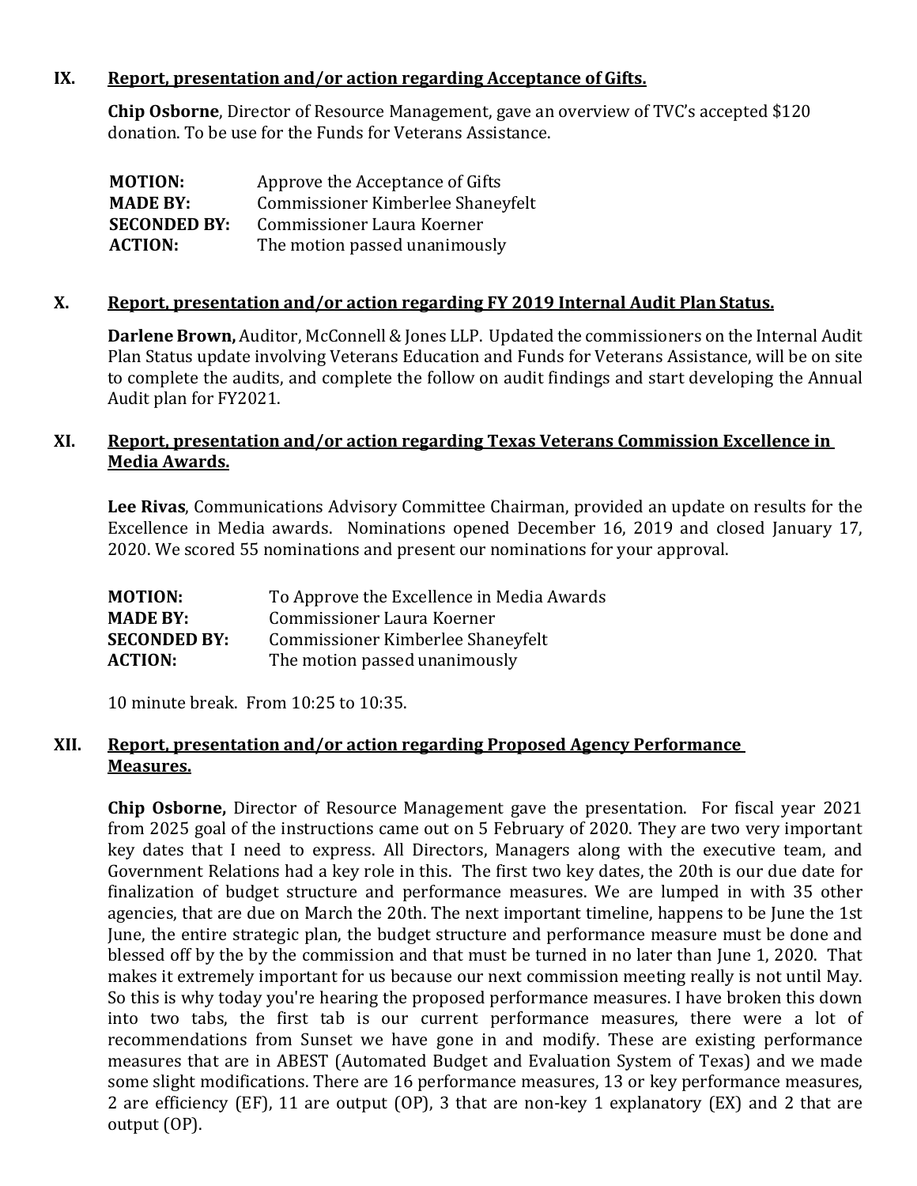## IX. Report, presentation and/or action regarding Acceptance of Gifts.

**Chip Osborne**, Director of Resource Management, gave an overview of TVC's accepted $120 donation. To be use for the Funds for Veterans Assistance.

| | |
|---|---|
| **MOTION:** | Approve the Acceptance of Gifts |
| **MADE BY:** | Commissioner Kimberlee Shaneyfelt |
| **SECONDED BY:** | Commissioner Laura Koerner |
| **ACTION:** | The motion passed unanimously |

## X. Report, presentation and/or action regarding FY 2019 Internal Audit Plan Status.

**Darlene Brown,** Auditor, McConnell & Jones LLP. Updated the commissioners on the Internal Audit Plan Status update involving Veterans Education and Funds for Veterans Assistance, will be on site to complete the audits, and complete the follow on audit findings and start developing the Annual Audit plan for FY2021.

## XI. Report, presentation and/or action regarding Texas Veterans Commission Excellence in Media Awards.

**Lee Rivas**, Communications Advisory Committee Chairman, provided an update on results for the Excellence in Media awards. Nominations opened December 16, 2019 and closed January 17, 2020. We scored 55 nominations and present our nominations for your approval.

| | |
|---|---|
| **MOTION:** | To Approve the Excellence in Media Awards |
| **MADE BY:** | Commissioner Laura Koerner |
| **SECONDED BY:** | Commissioner Kimberlee Shaneyfelt |
| **ACTION:** | The motion passed unanimously |

10 minute break. From 10:25 to 10:35.

## XII. Report, presentation and/or action regarding Proposed Agency Performance Measures.

**Chip Osborne,** Director of Resource Management gave the presentation. For fiscal year 2021 from 2025 goal of the instructions came out on 5 February of 2020. They are two very important key dates that I need to express. All Directors, Managers along with the executive team, and Government Relations had a key role in this. The first two key dates, the 20th is our due date for finalization of budget structure and performance measures. We are lumped in with 35 other agencies, that are due on March the 20th. The next important timeline, happens to be June the 1st June, the entire strategic plan, the budget structure and performance measure must be done and blessed off by the by the commission and that must be turned in no later than June 1, 2020. That makes it extremely important for us because our next commission meeting really is not until May. So this is why today you're hearing the proposed performance measures. I have broken this down into two tabs, the first tab is our current performance measures, there were a lot of recommendations from Sunset we have gone in and modify. These are existing performance measures that are in ABEST (Automated Budget and Evaluation System of Texas) and we made some slight modifications. There are 16 performance measures, 13 or key performance measures, 2 are efficiency (EF), 11 are output (OP), 3 that are non-key 1 explanatory (EX) and 2 that are output (OP).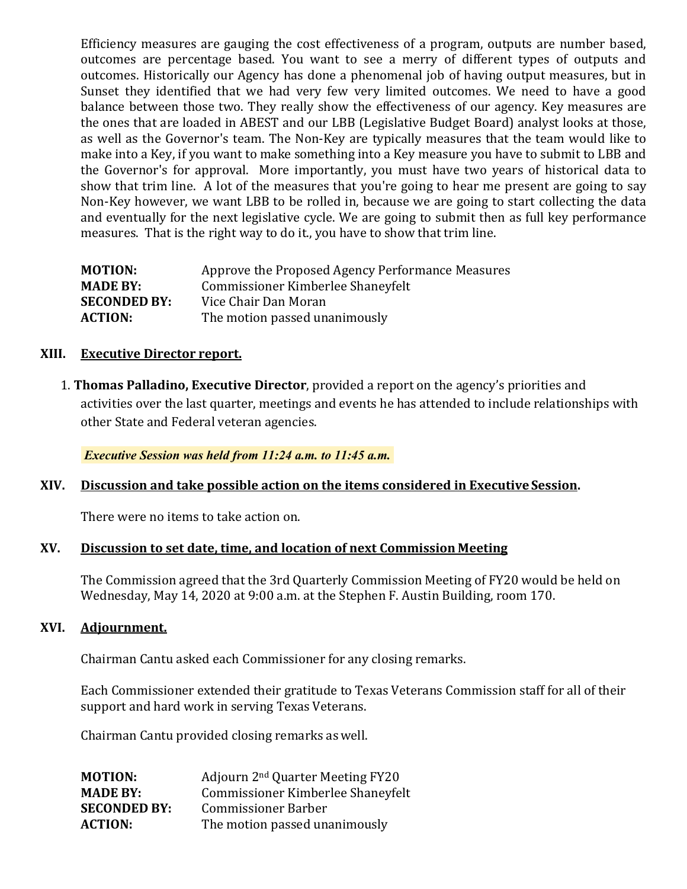Efficiency measures are gauging the cost effectiveness of a program, outputs are number based, outcomes are percentage based. You want to see a merry of different types of outputs and outcomes. Historically our Agency has done a phenomenal job of having output measures, but in Sunset they identified that we had very few very limited outcomes. We need to have a good balance between those two. They really show the effectiveness of our agency. Key measures are the ones that are loaded in ABEST and our LBB (Legislative Budget Board) analyst looks at those, as well as the Governor's team. The Non-Key are typically measures that the team would like to make into a Key, if you want to make something into a Key measure you have to submit to LBB and the Governor's for approval. More importantly, you must have two years of historical data to show that trim line. A lot of the measures that you're going to hear me present are going to say Non-Key however, we want LBB to be rolled in, because we are going to start collecting the data and eventually for the next legislative cycle. We are going to submit then as full key performance measures. That is the right way to do it., you have to show that trim line.

| | |
|---|---|
| **MOTION:** | Approve the Proposed Agency Performance Measures |
| **MADE BY:** | Commissioner Kimberlee Shaneyfelt |
| **SECONDED BY:** | Vice Chair Dan Moran |
| **ACTION:** | The motion passed unanimously |

## XIII. Executive Director report.

1. **Thomas Palladino, Executive Director**, provided a report on the agency's priorities and activities over the last quarter, meetings and events he has attended to include relationships with other State and Federal veteran agencies.

***Executive Session was held from 11:24 a.m. to 11:45 a.m.***

## XIV. Discussion and take possible action on the items considered in Executive Session.

There were no items to take action on.

## XV. Discussion to set date, time, and location of next Commission Meeting

The Commission agreed that the 3rd Quarterly Commission Meeting of FY20 would be held on Wednesday, May 14, 2020 at 9:00 a.m. at the Stephen F. Austin Building, room 170.

## XVI. Adjournment.

Chairman Cantu asked each Commissioner for any closing remarks.

Each Commissioner extended their gratitude to Texas Veterans Commission staff for all of their support and hard work in serving Texas Veterans.

Chairman Cantu provided closing remarks as well.

| | |
|---|---|
| **MOTION:** | Adjourn 2nd Quarter Meeting FY20 |
| **MADE BY:** | Commissioner Kimberlee Shaneyfelt |
| **SECONDED BY:** | Commissioner Barber |
| **ACTION:** | The motion passed unanimously |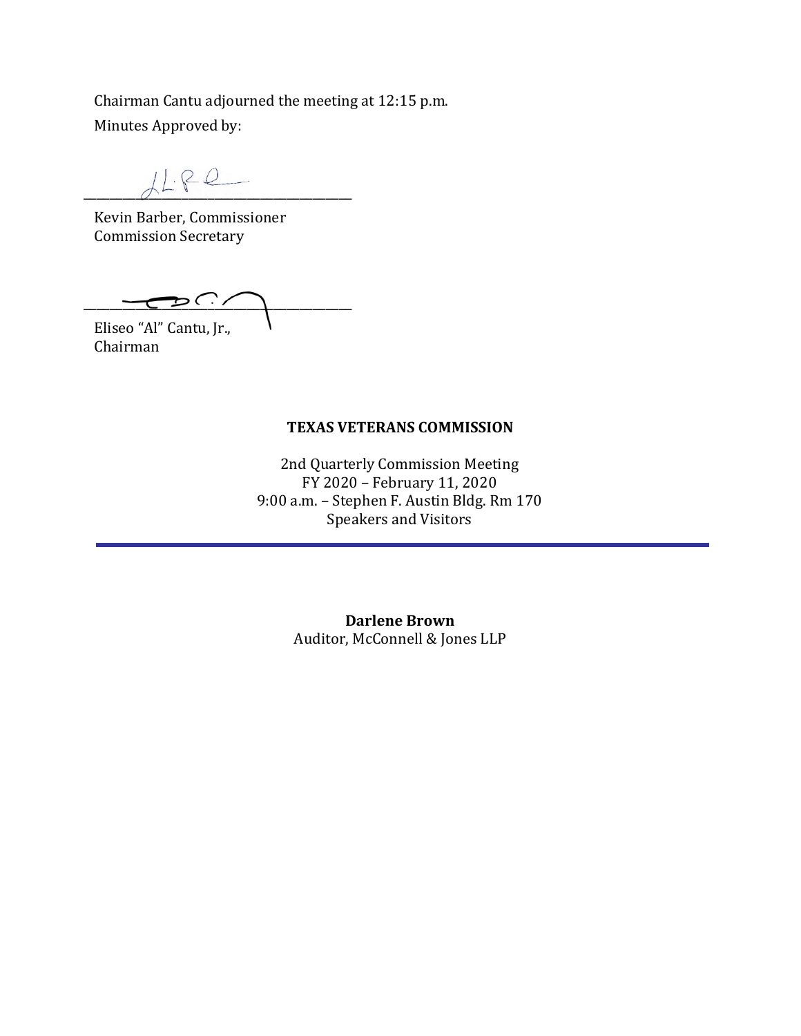Chairman Cantu adjourned the meeting at 12:15 p.m.

Minutes Approved by:

_______________________________________

Kevin Barber, Commissioner
Commission Secretary

_______________________________________

Eliseo "Al" Cantu, Jr.,
Chairman

**TEXAS VETERANS COMMISSION**

2nd Quarterly Commission Meeting
FY 2020 – February 11, 2020
9:00 a.m. – Stephen F. Austin Bldg. Rm 170
Speakers and Visitors

---

**Darlene Brown**
Auditor, McConnell & Jones LLP